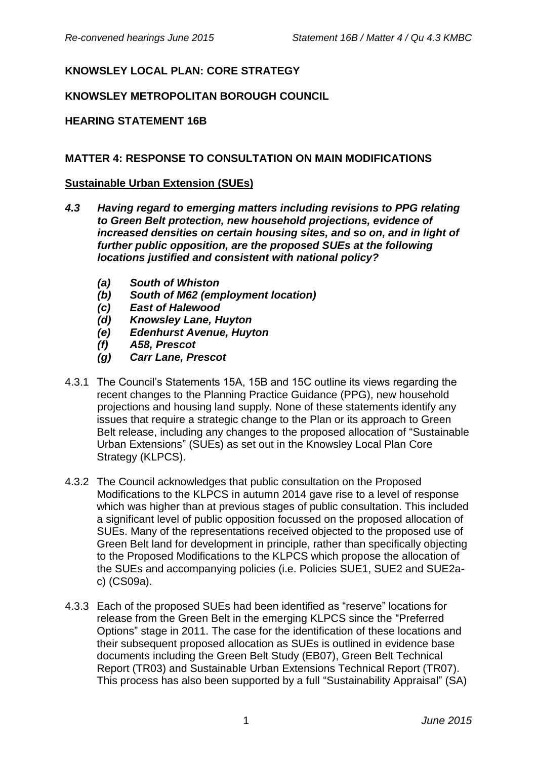**KNOWSLEY LOCAL PLAN: CORE STRATEGY**

**KNOWSLEY METROPOLITAN BOROUGH COUNCIL**

**HEARING STATEMENT 16B**

**MATTER 4: RESPONSE TO CONSULTATION ON MAIN MODIFICATIONS**

**Sustainable Urban Extension (SUEs)**

***4.3 Having regard to emerging matters including revisions to PPG relating to Green Belt protection, new household projections, evidence of increased densities on certain housing sites, and so on, and in light of further public opposition, are the proposed SUEs at the following locations justified and consistent with national policy?***

- ***(a) South of Whiston***
- ***(b) South of M62 (employment location)***
- ***(c) East of Halewood***
- ***(d) Knowsley Lane, Huyton***
- ***(e) Edenhurst Avenue, Huyton***
- ***(f) A58, Prescot***
- ***(g) Carr Lane, Prescot***

4.3.1 The Council's Statements 15A, 15B and 15C outline its views regarding the recent changes to the Planning Practice Guidance (PPG), new household projections and housing land supply. None of these statements identify any issues that require a strategic change to the Plan or its approach to Green Belt release, including any changes to the proposed allocation of "Sustainable Urban Extensions" (SUEs) as set out in the Knowsley Local Plan Core Strategy (KLPCS).

4.3.2 The Council acknowledges that public consultation on the Proposed Modifications to the KLPCS in autumn 2014 gave rise to a level of response which was higher than at previous stages of public consultation. This included a significant level of public opposition focussed on the proposed allocation of SUEs. Many of the representations received objected to the proposed use of Green Belt land for development in principle, rather than specifically objecting to the Proposed Modifications to the KLPCS which propose the allocation of the SUEs and accompanying policies (i.e. Policies SUE1, SUE2 and SUE2a-c) (CS09a).

4.3.3 Each of the proposed SUEs had been identified as "reserve" locations for release from the Green Belt in the emerging KLPCS since the "Preferred Options" stage in 2011. The case for the identification of these locations and their subsequent proposed allocation as SUEs is outlined in evidence base documents including the Green Belt Study (EB07), Green Belt Technical Report (TR03) and Sustainable Urban Extensions Technical Report (TR07). This process has also been supported by a full "Sustainability Appraisal" (SA)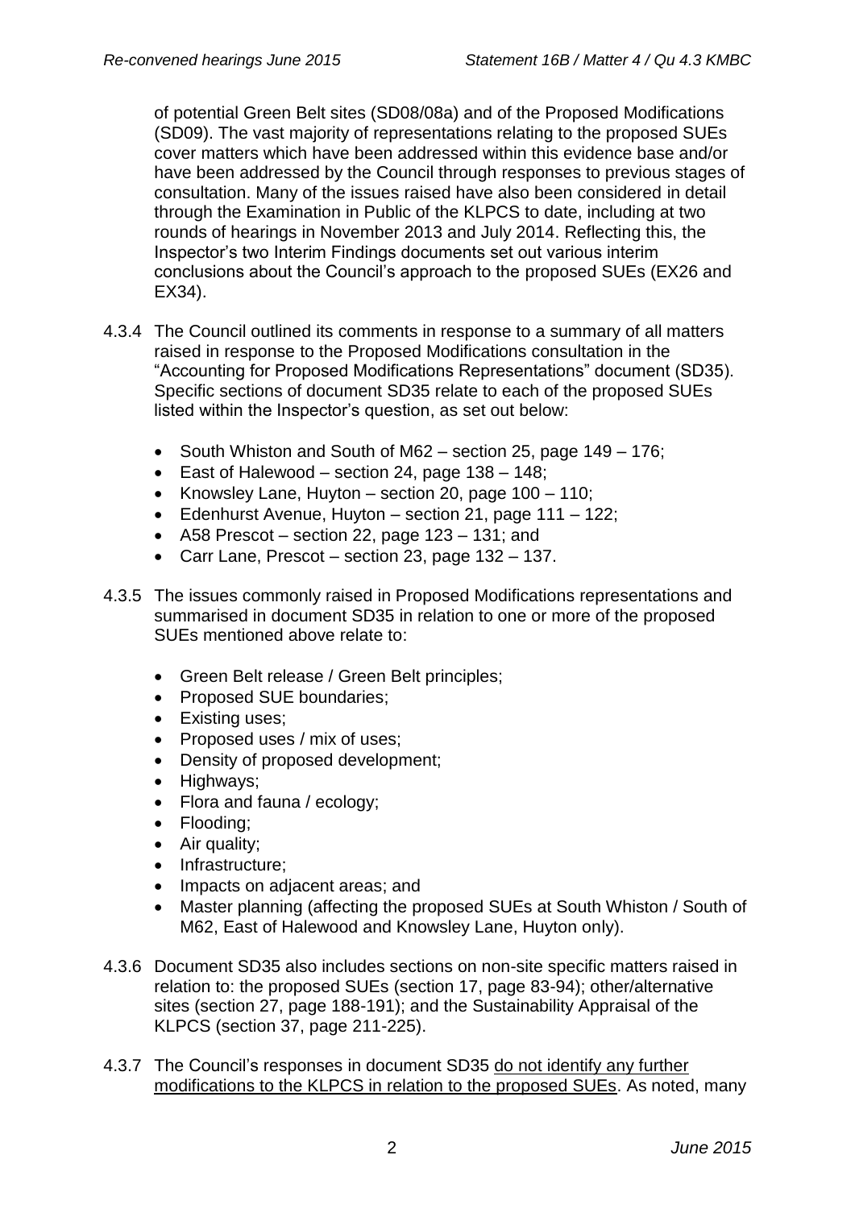of potential Green Belt sites (SD08/08a) and of the Proposed Modifications (SD09). The vast majority of representations relating to the proposed SUEs cover matters which have been addressed within this evidence base and/or have been addressed by the Council through responses to previous stages of consultation. Many of the issues raised have also been considered in detail through the Examination in Public of the KLPCS to date, including at two rounds of hearings in November 2013 and July 2014. Reflecting this, the Inspector's two Interim Findings documents set out various interim conclusions about the Council's approach to the proposed SUEs (EX26 and EX34).

4.3.4 The Council outlined its comments in response to a summary of all matters raised in response to the Proposed Modifications consultation in the "Accounting for Proposed Modifications Representations" document (SD35). Specific sections of document SD35 relate to each of the proposed SUEs listed within the Inspector's question, as set out below:

- South Whiston and South of M62 – section 25, page 149 – 176;
- East of Halewood – section 24, page 138 – 148;
- Knowsley Lane, Huyton – section 20, page 100 – 110;
- Edenhurst Avenue, Huyton – section 21, page 111 – 122;
- A58 Prescot – section 22, page 123 – 131; and
- Carr Lane, Prescot – section 23, page 132 – 137.

4.3.5 The issues commonly raised in Proposed Modifications representations and summarised in document SD35 in relation to one or more of the proposed SUEs mentioned above relate to:

- Green Belt release / Green Belt principles;
- Proposed SUE boundaries;
- Existing uses;
- Proposed uses / mix of uses;
- Density of proposed development;
- Highways;
- Flora and fauna / ecology;
- Flooding;
- Air quality;
- Infrastructure;
- Impacts on adjacent areas; and
- Master planning (affecting the proposed SUEs at South Whiston / South of M62, East of Halewood and Knowsley Lane, Huyton only).

4.3.6 Document SD35 also includes sections on non-site specific matters raised in relation to: the proposed SUEs (section 17, page 83-94); other/alternative sites (section 27, page 188-191); and the Sustainability Appraisal of the KLPCS (section 37, page 211-225).

4.3.7 The Council's responses in document SD35 do not identify any further modifications to the KLPCS in relation to the proposed SUEs. As noted, many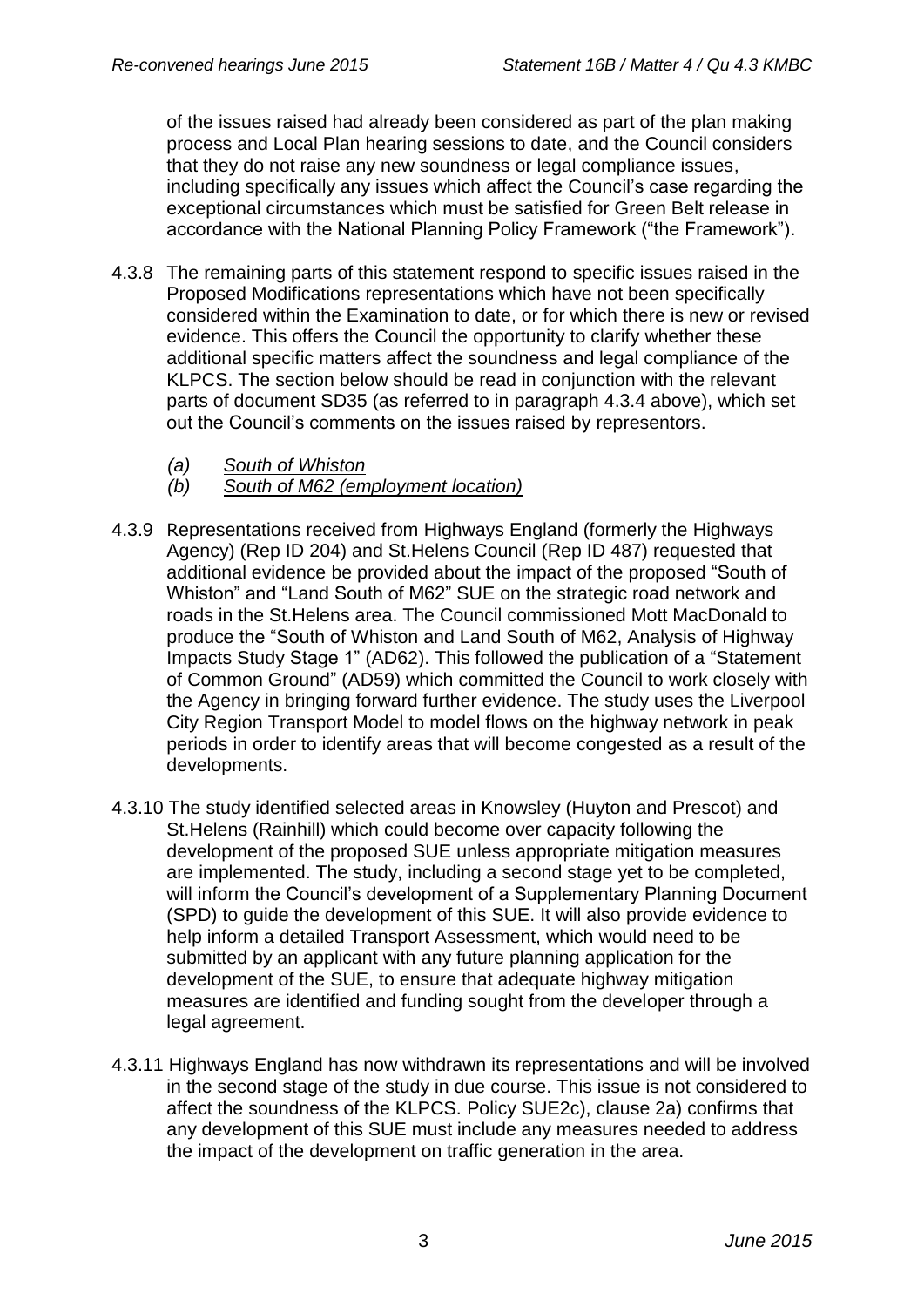of the issues raised had already been considered as part of the plan making process and Local Plan hearing sessions to date, and the Council considers that they do not raise any new soundness or legal compliance issues, including specifically any issues which affect the Council's case regarding the exceptional circumstances which must be satisfied for Green Belt release in accordance with the National Planning Policy Framework ("the Framework").

4.3.8 The remaining parts of this statement respond to specific issues raised in the Proposed Modifications representations which have not been specifically considered within the Examination to date, or for which there is new or revised evidence. This offers the Council the opportunity to clarify whether these additional specific matters affect the soundness and legal compliance of the KLPCS. The section below should be read in conjunction with the relevant parts of document SD35 (as referred to in paragraph 4.3.4 above), which set out the Council's comments on the issues raised by representors.

*(a) South of Whiston*
*(b) South of M62 (employment location)*

4.3.9 Representations received from Highways England (formerly the Highways Agency) (Rep ID 204) and St.Helens Council (Rep ID 487) requested that additional evidence be provided about the impact of the proposed "South of Whiston" and "Land South of M62" SUE on the strategic road network and roads in the St.Helens area. The Council commissioned Mott MacDonald to produce the "South of Whiston and Land South of M62, Analysis of Highway Impacts Study Stage 1" (AD62). This followed the publication of a "Statement of Common Ground" (AD59) which committed the Council to work closely with the Agency in bringing forward further evidence. The study uses the Liverpool City Region Transport Model to model flows on the highway network in peak periods in order to identify areas that will become congested as a result of the developments.

4.3.10 The study identified selected areas in Knowsley (Huyton and Prescot) and St.Helens (Rainhill) which could become over capacity following the development of the proposed SUE unless appropriate mitigation measures are implemented. The study, including a second stage yet to be completed, will inform the Council's development of a Supplementary Planning Document (SPD) to guide the development of this SUE. It will also provide evidence to help inform a detailed Transport Assessment, which would need to be submitted by an applicant with any future planning application for the development of the SUE, to ensure that adequate highway mitigation measures are identified and funding sought from the developer through a legal agreement.

4.3.11 Highways England has now withdrawn its representations and will be involved in the second stage of the study in due course. This issue is not considered to affect the soundness of the KLPCS. Policy SUE2c), clause 2a) confirms that any development of this SUE must include any measures needed to address the impact of the development on traffic generation in the area.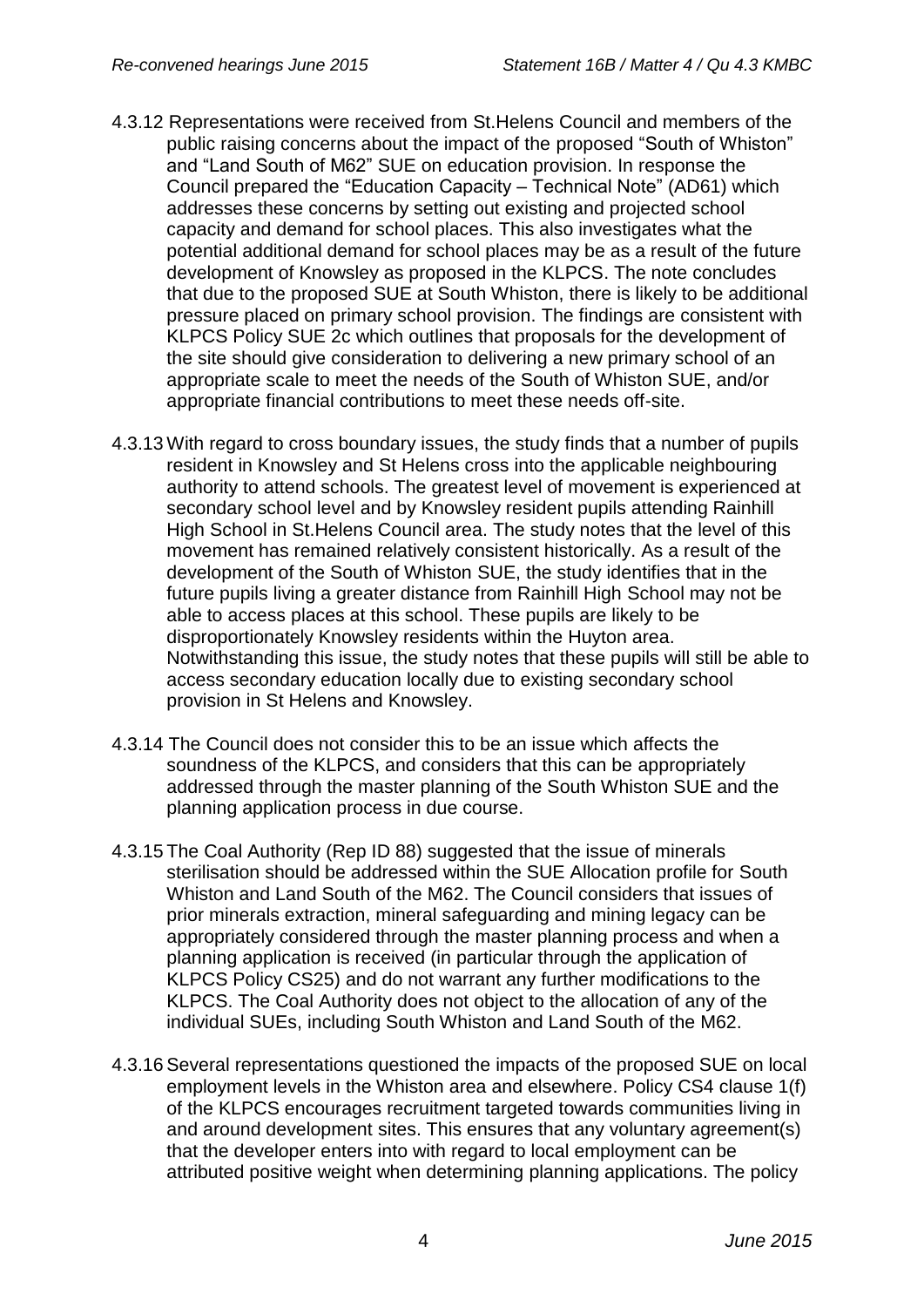4.3.12 Representations were received from St.Helens Council and members of the public raising concerns about the impact of the proposed "South of Whiston" and "Land South of M62" SUE on education provision. In response the Council prepared the "Education Capacity – Technical Note" (AD61) which addresses these concerns by setting out existing and projected school capacity and demand for school places. This also investigates what the potential additional demand for school places may be as a result of the future development of Knowsley as proposed in the KLPCS. The note concludes that due to the proposed SUE at South Whiston, there is likely to be additional pressure placed on primary school provision. The findings are consistent with KLPCS Policy SUE 2c which outlines that proposals for the development of the site should give consideration to delivering a new primary school of an appropriate scale to meet the needs of the South of Whiston SUE, and/or appropriate financial contributions to meet these needs off-site.

4.3.13 With regard to cross boundary issues, the study finds that a number of pupils resident in Knowsley and St Helens cross into the applicable neighbouring authority to attend schools. The greatest level of movement is experienced at secondary school level and by Knowsley resident pupils attending Rainhill High School in St.Helens Council area. The study notes that the level of this movement has remained relatively consistent historically. As a result of the development of the South of Whiston SUE, the study identifies that in the future pupils living a greater distance from Rainhill High School may not be able to access places at this school. These pupils are likely to be disproportionately Knowsley residents within the Huyton area. Notwithstanding this issue, the study notes that these pupils will still be able to access secondary education locally due to existing secondary school provision in St Helens and Knowsley.

4.3.14 The Council does not consider this to be an issue which affects the soundness of the KLPCS, and considers that this can be appropriately addressed through the master planning of the South Whiston SUE and the planning application process in due course.

4.3.15 The Coal Authority (Rep ID 88) suggested that the issue of minerals sterilisation should be addressed within the SUE Allocation profile for South Whiston and Land South of the M62. The Council considers that issues of prior minerals extraction, mineral safeguarding and mining legacy can be appropriately considered through the master planning process and when a planning application is received (in particular through the application of KLPCS Policy CS25) and do not warrant any further modifications to the KLPCS. The Coal Authority does not object to the allocation of any of the individual SUEs, including South Whiston and Land South of the M62.

4.3.16 Several representations questioned the impacts of the proposed SUE on local employment levels in the Whiston area and elsewhere. Policy CS4 clause 1(f) of the KLPCS encourages recruitment targeted towards communities living in and around development sites. This ensures that any voluntary agreement(s) that the developer enters into with regard to local employment can be attributed positive weight when determining planning applications. The policy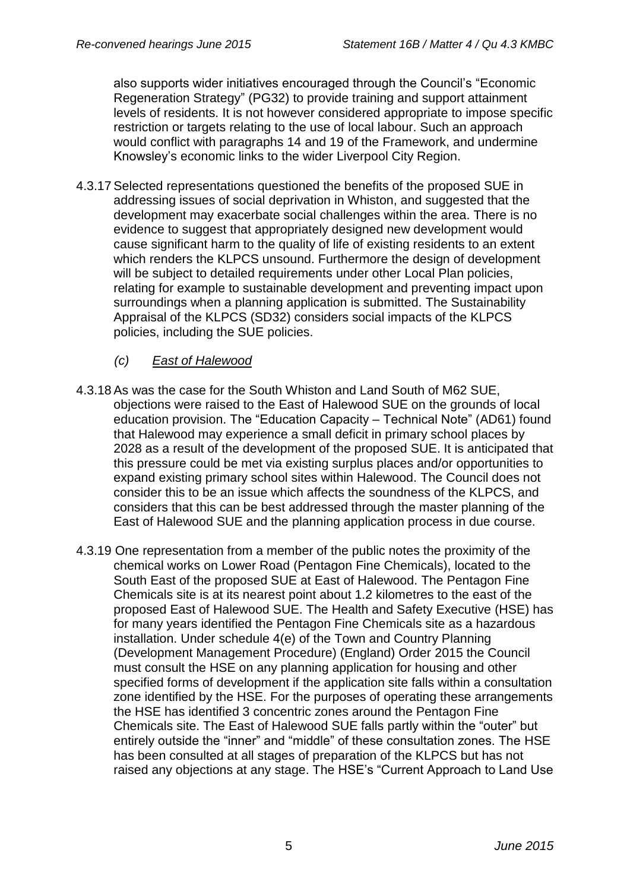also supports wider initiatives encouraged through the Council's "Economic Regeneration Strategy" (PG32) to provide training and support attainment levels of residents. It is not however considered appropriate to impose specific restriction or targets relating to the use of local labour. Such an approach would conflict with paragraphs 14 and 19 of the Framework, and undermine Knowsley's economic links to the wider Liverpool City Region.

4.3.17 Selected representations questioned the benefits of the proposed SUE in addressing issues of social deprivation in Whiston, and suggested that the development may exacerbate social challenges within the area. There is no evidence to suggest that appropriately designed new development would cause significant harm to the quality of life of existing residents to an extent which renders the KLPCS unsound. Furthermore the design of development will be subject to detailed requirements under other Local Plan policies, relating for example to sustainable development and preventing impact upon surroundings when a planning application is submitted. The Sustainability Appraisal of the KLPCS (SD32) considers social impacts of the KLPCS policies, including the SUE policies.

*(c) East of Halewood*

4.3.18 As was the case for the South Whiston and Land South of M62 SUE, objections were raised to the East of Halewood SUE on the grounds of local education provision. The "Education Capacity – Technical Note" (AD61) found that Halewood may experience a small deficit in primary school places by 2028 as a result of the development of the proposed SUE. It is anticipated that this pressure could be met via existing surplus places and/or opportunities to expand existing primary school sites within Halewood. The Council does not consider this to be an issue which affects the soundness of the KLPCS, and considers that this can be best addressed through the master planning of the East of Halewood SUE and the planning application process in due course.

4.3.19 One representation from a member of the public notes the proximity of the chemical works on Lower Road (Pentagon Fine Chemicals), located to the South East of the proposed SUE at East of Halewood. The Pentagon Fine Chemicals site is at its nearest point about 1.2 kilometres to the east of the proposed East of Halewood SUE. The Health and Safety Executive (HSE) has for many years identified the Pentagon Fine Chemicals site as a hazardous installation. Under schedule 4(e) of the Town and Country Planning (Development Management Procedure) (England) Order 2015 the Council must consult the HSE on any planning application for housing and other specified forms of development if the application site falls within a consultation zone identified by the HSE. For the purposes of operating these arrangements the HSE has identified 3 concentric zones around the Pentagon Fine Chemicals site. The East of Halewood SUE falls partly within the "outer" but entirely outside the "inner" and "middle" of these consultation zones. The HSE has been consulted at all stages of preparation of the KLPCS but has not raised any objections at any stage. The HSE's "Current Approach to Land Use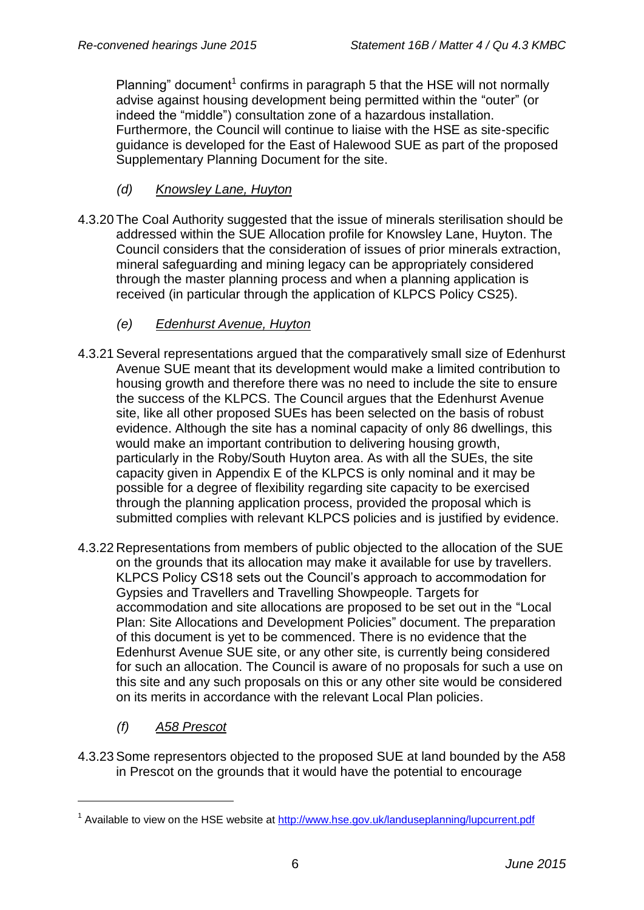Planning" document[1] confirms in paragraph 5 that the HSE will not normally advise against housing development being permitted within the "outer" (or indeed the "middle") consultation zone of a hazardous installation. Furthermore, the Council will continue to liaise with the HSE as site-specific guidance is developed for the East of Halewood SUE as part of the proposed Supplementary Planning Document for the site.

*(d) Knowsley Lane, Huyton*

4.3.20 The Coal Authority suggested that the issue of minerals sterilisation should be addressed within the SUE Allocation profile for Knowsley Lane, Huyton. The Council considers that the consideration of issues of prior minerals extraction, mineral safeguarding and mining legacy can be appropriately considered through the master planning process and when a planning application is received (in particular through the application of KLPCS Policy CS25).

*(e) Edenhurst Avenue, Huyton*

4.3.21 Several representations argued that the comparatively small size of Edenhurst Avenue SUE meant that its development would make a limited contribution to housing growth and therefore there was no need to include the site to ensure the success of the KLPCS. The Council argues that the Edenhurst Avenue site, like all other proposed SUEs has been selected on the basis of robust evidence. Although the site has a nominal capacity of only 86 dwellings, this would make an important contribution to delivering housing growth, particularly in the Roby/South Huyton area. As with all the SUEs, the site capacity given in Appendix E of the KLPCS is only nominal and it may be possible for a degree of flexibility regarding site capacity to be exercised through the planning application process, provided the proposal which is submitted complies with relevant KLPCS policies and is justified by evidence.

4.3.22 Representations from members of public objected to the allocation of the SUE on the grounds that its allocation may make it available for use by travellers. KLPCS Policy CS18 sets out the Council's approach to accommodation for Gypsies and Travellers and Travelling Showpeople. Targets for accommodation and site allocations are proposed to be set out in the "Local Plan: Site Allocations and Development Policies" document. The preparation of this document is yet to be commenced. There is no evidence that the Edenhurst Avenue SUE site, or any other site, is currently being considered for such an allocation. The Council is aware of no proposals for such a use on this site and any such proposals on this or any other site would be considered on its merits in accordance with the relevant Local Plan policies.

*(f) A58 Prescot*

4.3.23 Some representors objected to the proposed SUE at land bounded by the A58 in Prescot on the grounds that it would have the potential to encourage

[1] Available to view on the HSE website at http://www.hse.gov.uk/landuseplanning/lupcurrent.pdf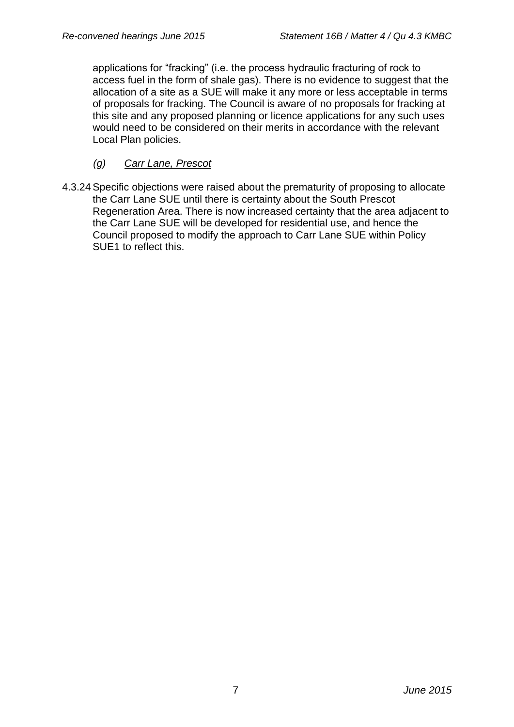applications for “fracking” (i.e. the process hydraulic fracturing of rock to access fuel in the form of shale gas). There is no evidence to suggest that the allocation of a site as a SUE will make it any more or less acceptable in terms of proposals for fracking. The Council is aware of no proposals for fracking at this site and any proposed planning or licence applications for any such uses would need to be considered on their merits in accordance with the relevant Local Plan policies.

*(g) Carr Lane, Prescot*

4.3.24 Specific objections were raised about the prematurity of proposing to allocate the Carr Lane SUE until there is certainty about the South Prescot Regeneration Area. There is now increased certainty that the area adjacent to the Carr Lane SUE will be developed for residential use, and hence the Council proposed to modify the approach to Carr Lane SUE within Policy SUE1 to reflect this.